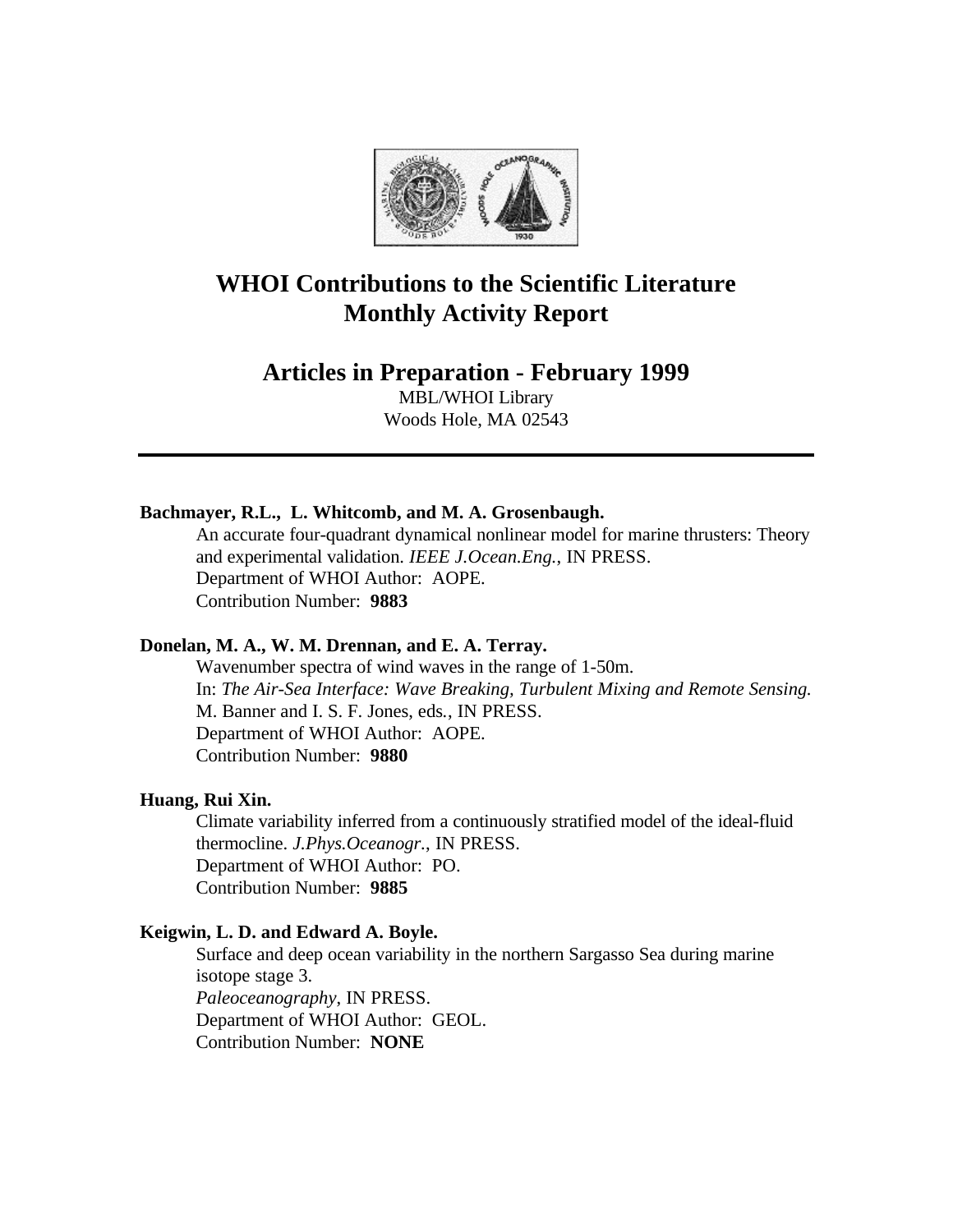# WHOI Contributions to the Scientific Literature
# Monthly Activity Report

## Articles in Preparation - February 1999

MBL/WHOI Library
Woods Hole, MA 02543

---

**Bachmayer, R.L., L. Whitcomb, and M. A. Grosenbaugh.**

An accurate four-quadrant dynamical nonlinear model for marine thrusters: Theory and experimental validation. *IEEE J.Ocean.Eng.*, IN PRESS.
Department of WHOI Author: AOPE.
Contribution Number: **9883**

**Donelan, M. A., W. M. Drennan, and E. A. Terray.**

Wavenumber spectra of wind waves in the range of 1-50m.
In: *The Air-Sea Interface: Wave Breaking, Turbulent Mixing and Remote Sensing.* M. Banner and I. S. F. Jones, eds., IN PRESS.
Department of WHOI Author: AOPE.
Contribution Number: **9880**

**Huang, Rui Xin.**

Climate variability inferred from a continuously stratified model of the ideal-fluid thermocline. *J.Phys.Oceanogr.*, IN PRESS.
Department of WHOI Author: PO.
Contribution Number: **9885**

**Keigwin, L. D. and Edward A. Boyle.**

Surface and deep ocean variability in the northern Sargasso Sea during marine isotope stage 3.
*Paleoceanography*, IN PRESS.
Department of WHOI Author: GEOL.
Contribution Number: **NONE**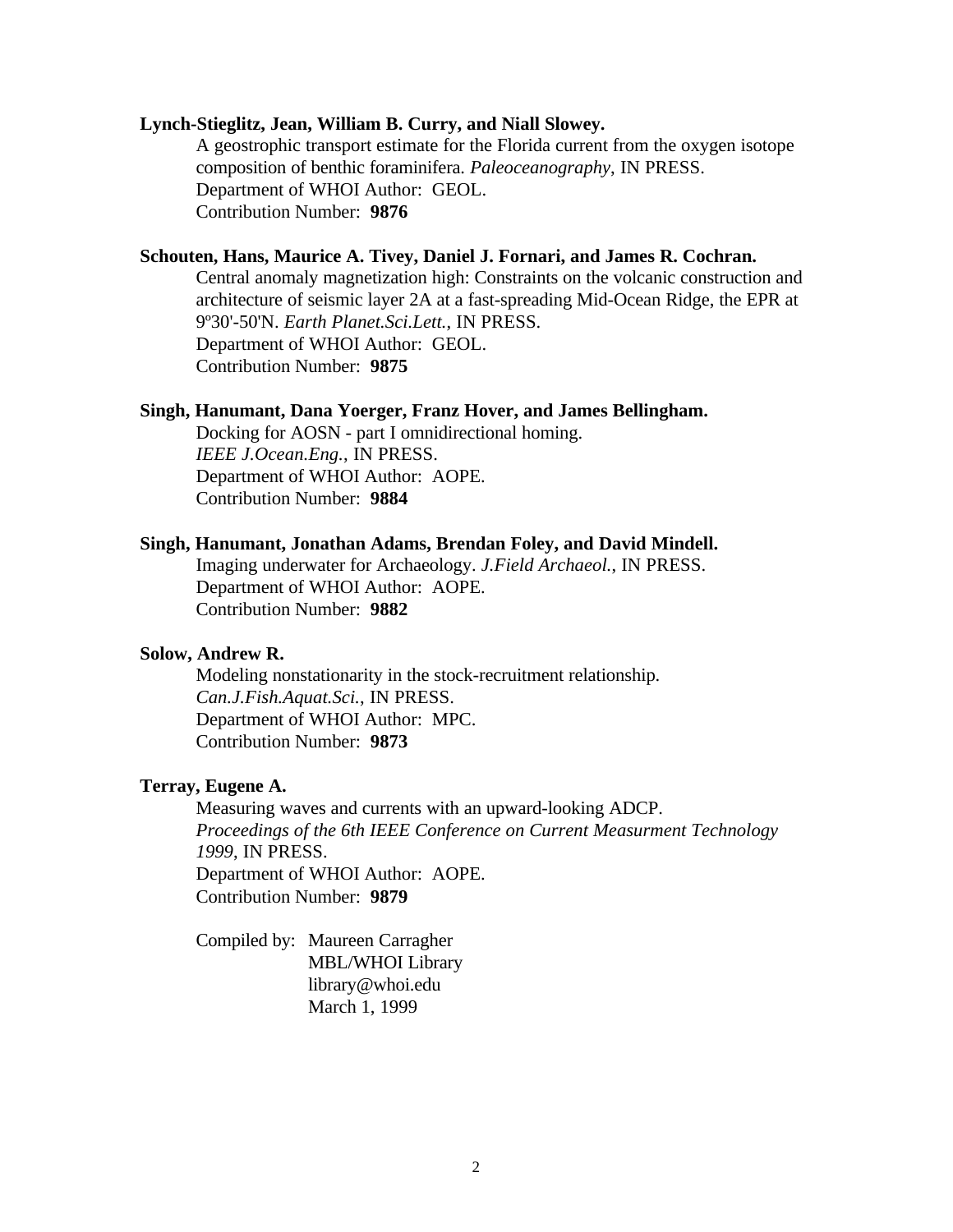**Lynch-Stieglitz, Jean, William B. Curry, and Niall Slowey.**

A geostrophic transport estimate for the Florida current from the oxygen isotope composition of benthic foraminifera. *Paleoceanography*, IN PRESS.
Department of WHOI Author: GEOL.
Contribution Number: **9876**

**Schouten, Hans, Maurice A. Tivey, Daniel J. Fornari, and James R. Cochran.**

Central anomaly magnetization high: Constraints on the volcanic construction and architecture of seismic layer 2A at a fast-spreading Mid-Ocean Ridge, the EPR at 9º30'-50'N. *Earth Planet.Sci.Lett.*, IN PRESS.
Department of WHOI Author: GEOL.
Contribution Number: **9875**

**Singh, Hanumant, Dana Yoerger, Franz Hover, and James Bellingham.**

Docking for AOSN - part I omnidirectional homing.
*IEEE J.Ocean.Eng.*, IN PRESS.
Department of WHOI Author: AOPE.
Contribution Number: **9884**

**Singh, Hanumant, Jonathan Adams, Brendan Foley, and David Mindell.**

Imaging underwater for Archaeology. *J.Field Archaeol.*, IN PRESS.
Department of WHOI Author: AOPE.
Contribution Number: **9882**

**Solow, Andrew R.**

Modeling nonstationarity in the stock-recruitment relationship.
*Can.J.Fish.Aquat.Sci.*, IN PRESS.
Department of WHOI Author: MPC.
Contribution Number: **9873**

**Terray, Eugene A.**

Measuring waves and currents with an upward-looking ADCP.
*Proceedings of the 6th IEEE Conference on Current Measurment Technology 1999*, IN PRESS.
Department of WHOI Author: AOPE.
Contribution Number: **9879**

Compiled by: Maureen Carragher
MBL/WHOI Library
library@whoi.edu
March 1, 1999